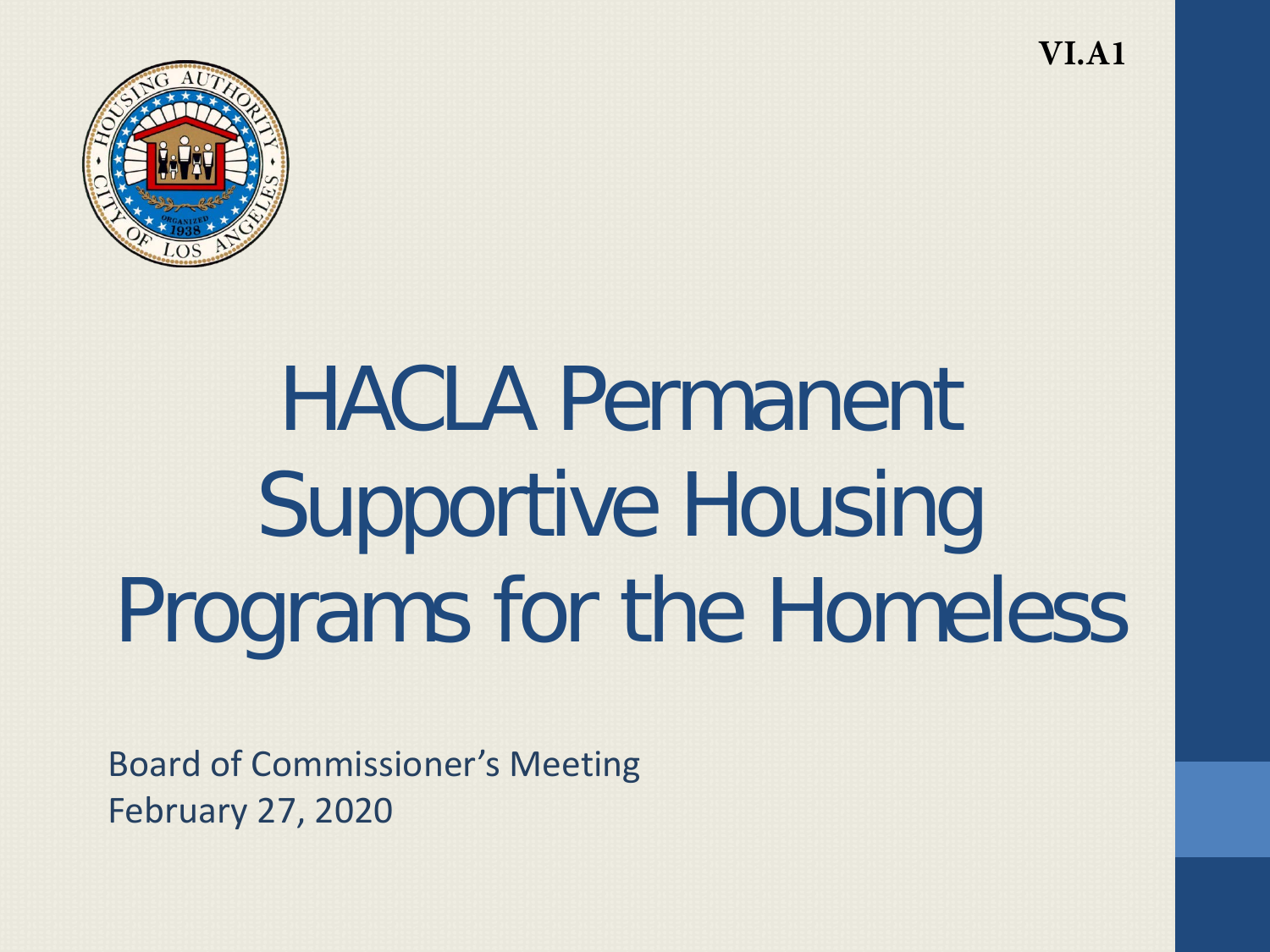VI.A1

# HACLA Permanent Supportive Housing Programs for the Homeless

Board of Commissioner's Meeting
February 27, 2020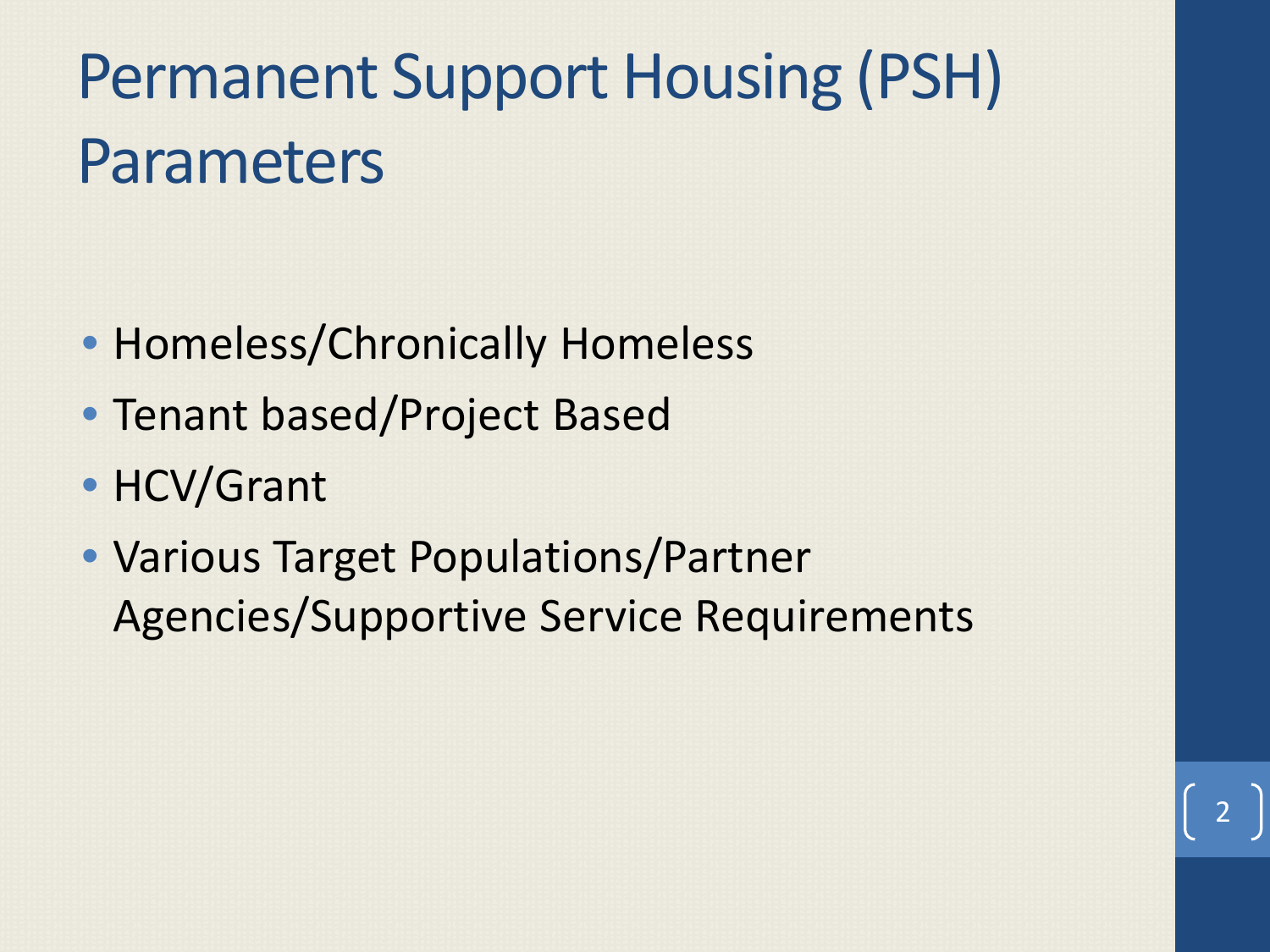# Permanent Support Housing (PSH) Parameters

- Homeless/Chronically Homeless
- Tenant based/Project Based
- HCV/Grant
- Various Target Populations/Partner Agencies/Supportive Service Requirements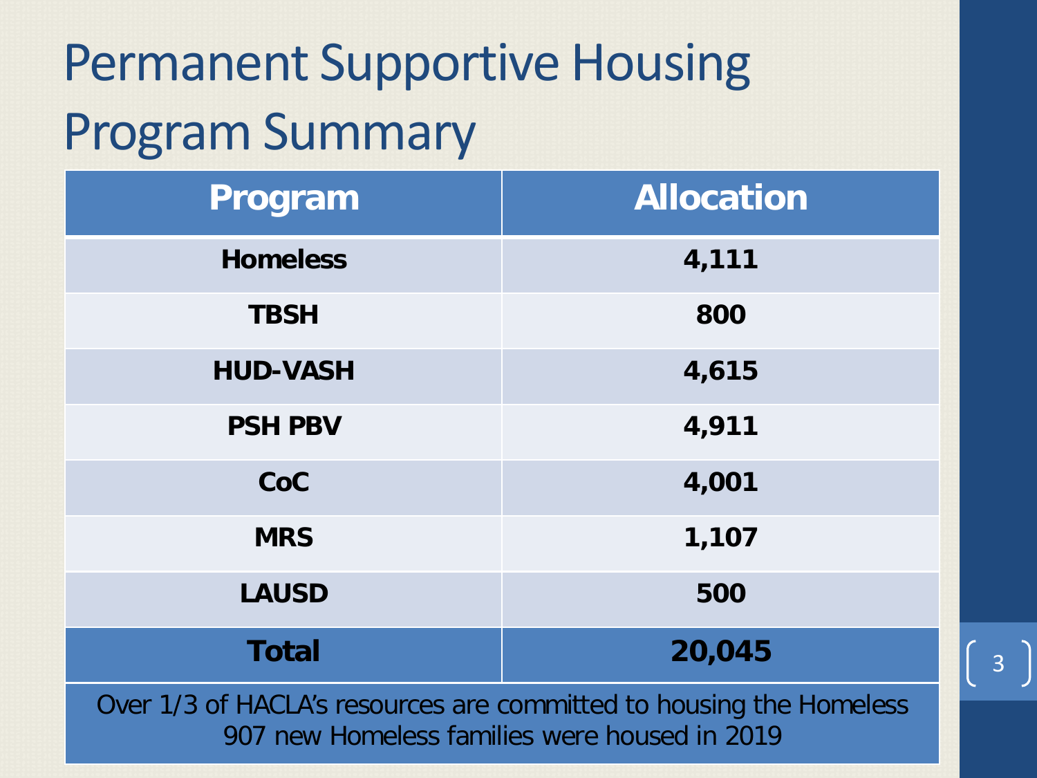# Permanent Supportive Housing Program Summary

| Program | Allocation |
|---|---|
| **Homeless** | **4,111** |
| **TBSH** | **800** |
| **HUD-VASH** | **4,615** |
| **PSH PBV** | **4,911** |
| **CoC** | **4,001** |
| **MRS** | **1,107** |
| **LAUSD** | **500** |
| **Total** | **20,045** |

Over 1/3 of HACLA's resources are committed to housing the Homeless
907 new Homeless families were housed in 2019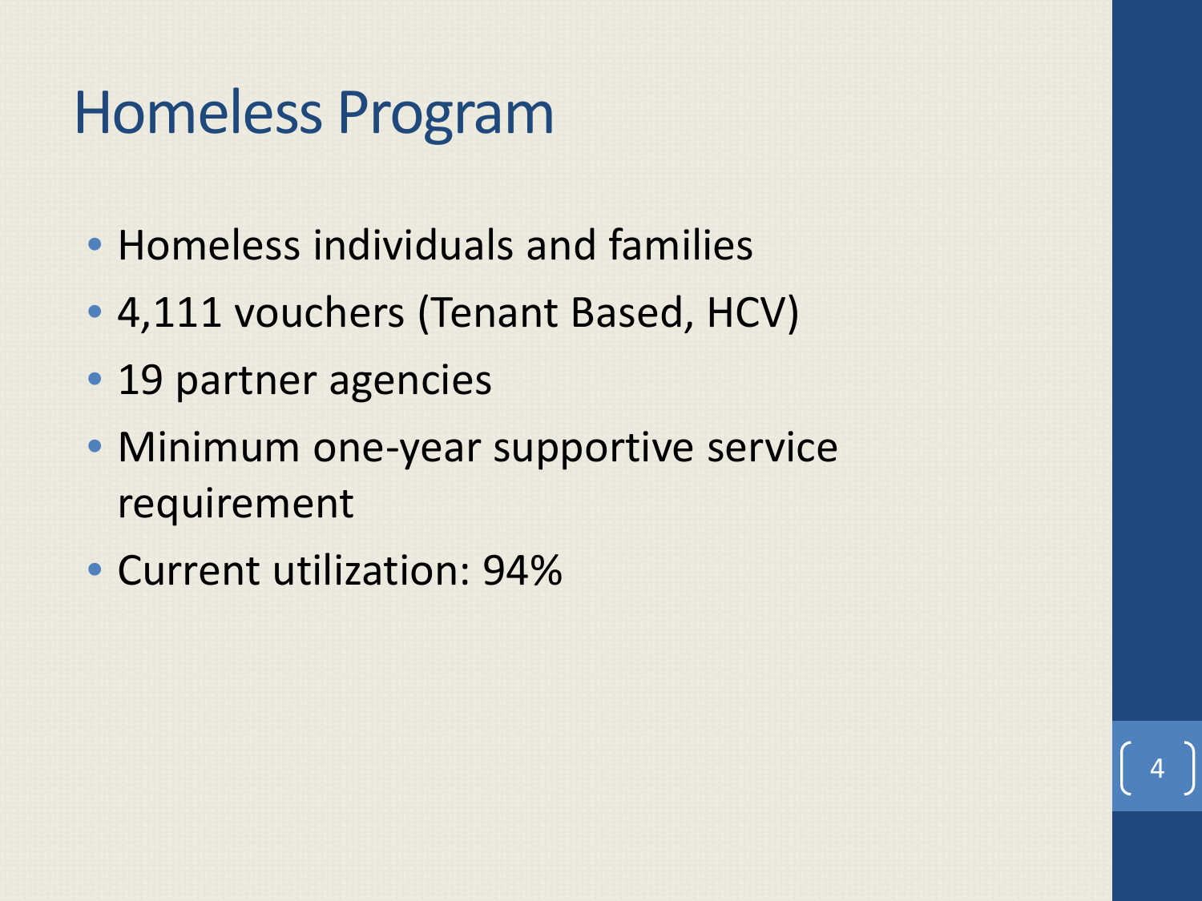# Homeless Program

- Homeless individuals and families
- 4,111 vouchers (Tenant Based, HCV)
- 19 partner agencies
- Minimum one-year supportive service requirement
- Current utilization: 94%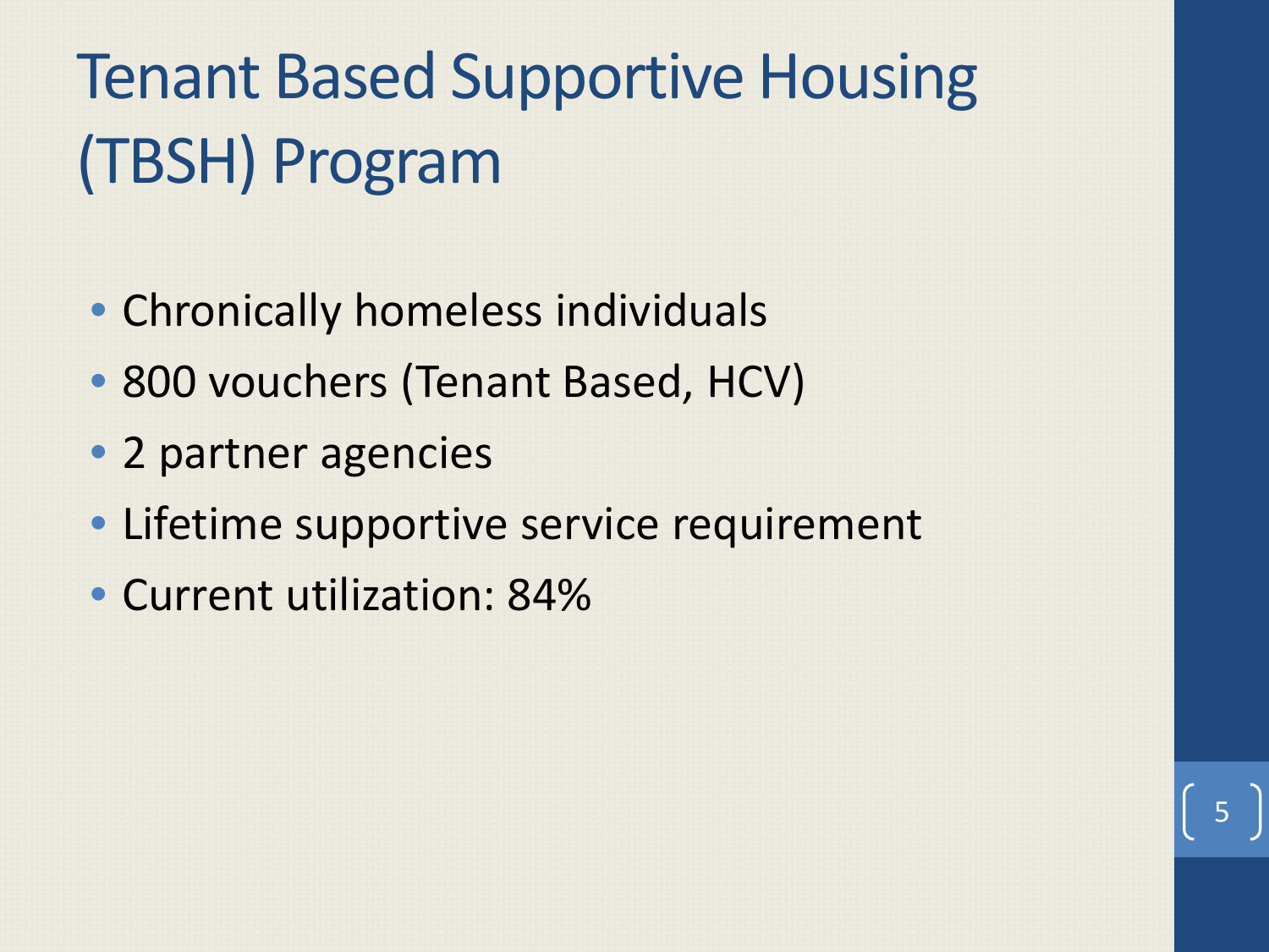# Tenant Based Supportive Housing (TBSH) Program

- Chronically homeless individuals
- 800 vouchers (Tenant Based, HCV)
- 2 partner agencies
- Lifetime supportive service requirement
- Current utilization: 84%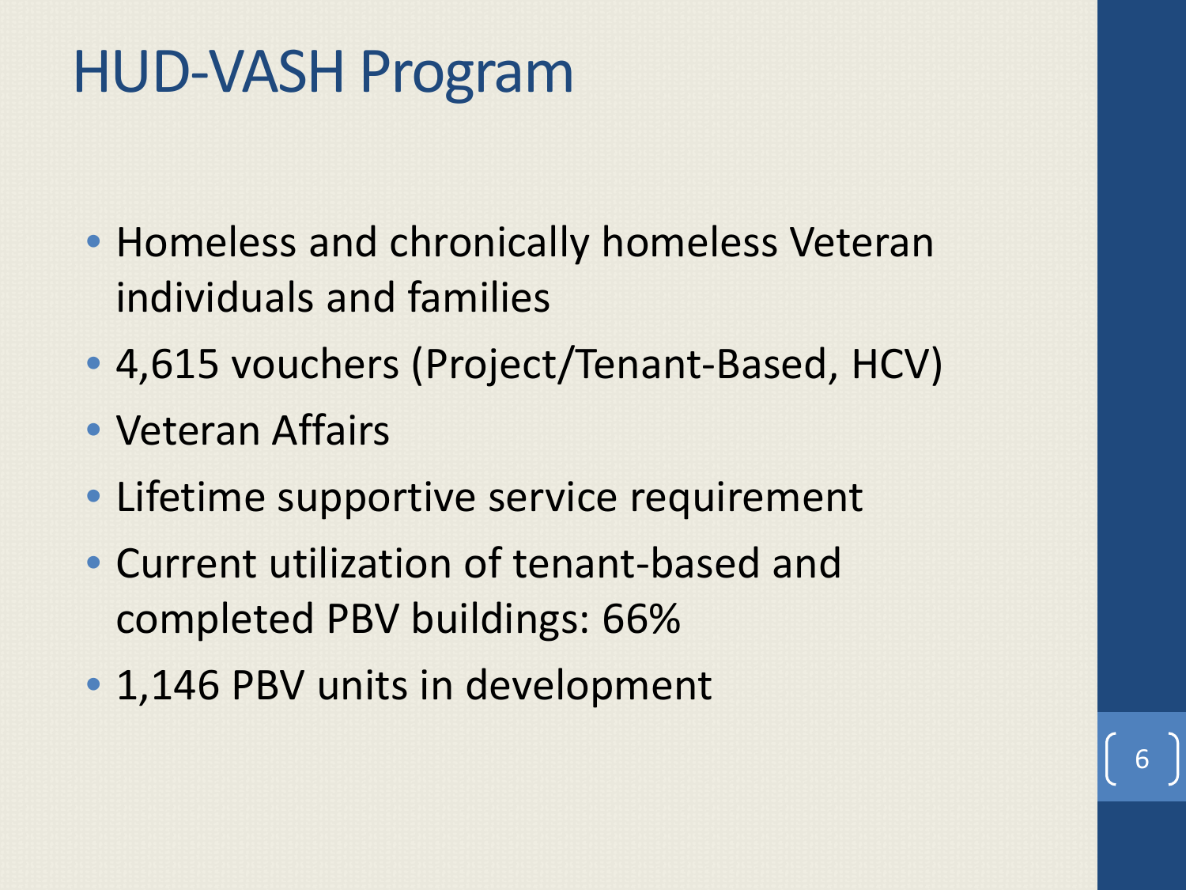# HUD-VASH Program

- Homeless and chronically homeless Veteran individuals and families
- 4,615 vouchers (Project/Tenant-Based, HCV)
- Veteran Affairs
- Lifetime supportive service requirement
- Current utilization of tenant-based and completed PBV buildings: 66%
- 1,146 PBV units in development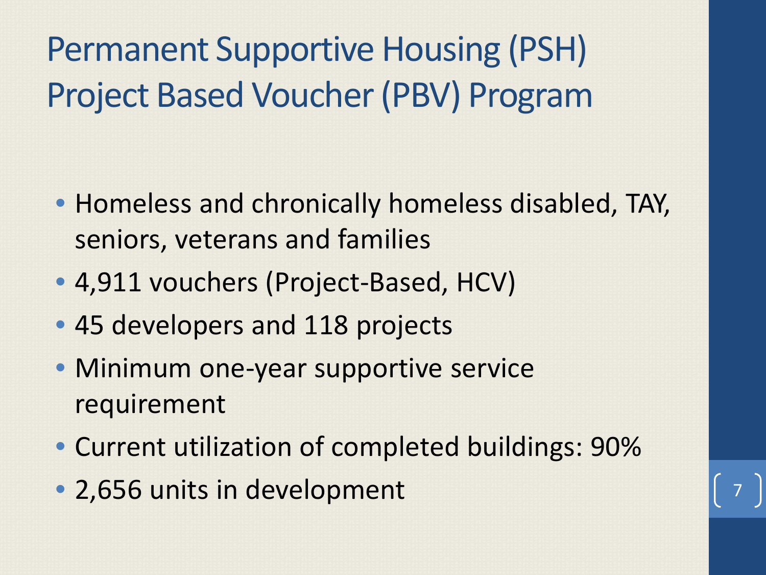# Permanent Supportive Housing (PSH) Project Based Voucher (PBV) Program

- Homeless and chronically homeless disabled, TAY, seniors, veterans and families
- 4,911 vouchers (Project-Based, HCV)
- 45 developers and 118 projects
- Minimum one-year supportive service requirement
- Current utilization of completed buildings: 90%
- 2,656 units in development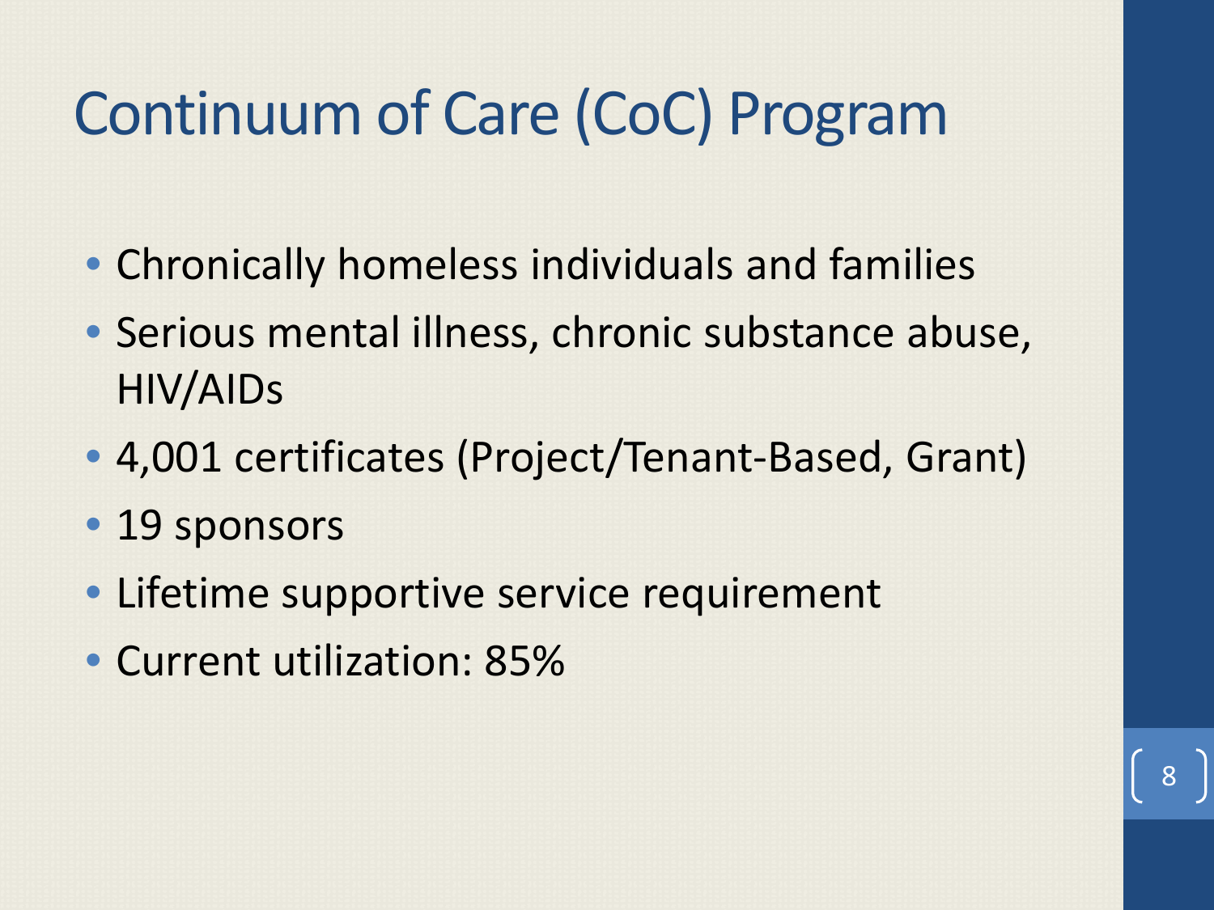# Continuum of Care (CoC) Program

- Chronically homeless individuals and families
- Serious mental illness, chronic substance abuse, HIV/AIDs
- 4,001 certificates (Project/Tenant-Based, Grant)
- 19 sponsors
- Lifetime supportive service requirement
- Current utilization: 85%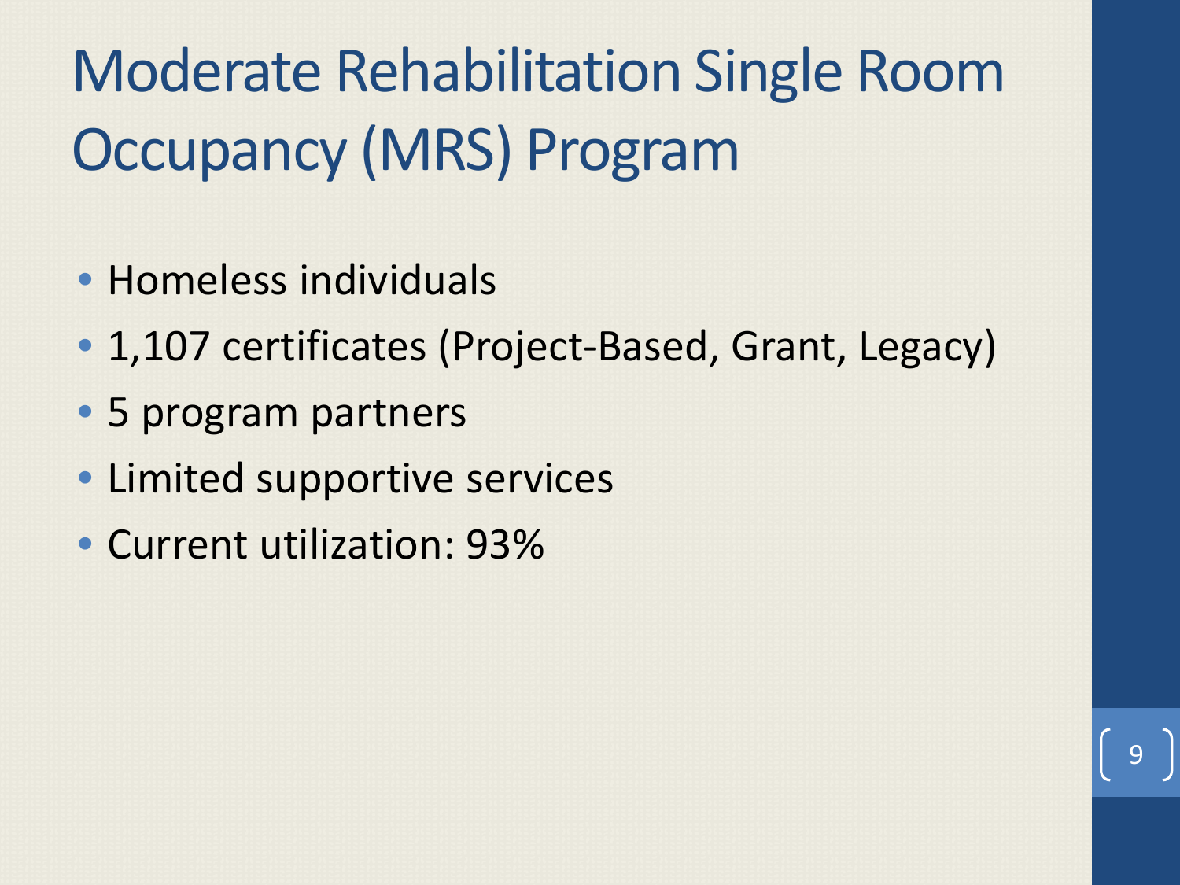# Moderate Rehabilitation Single Room Occupancy (MRS) Program

- Homeless individuals
- 1,107 certificates (Project-Based, Grant, Legacy)
- 5 program partners
- Limited supportive services
- Current utilization: 93%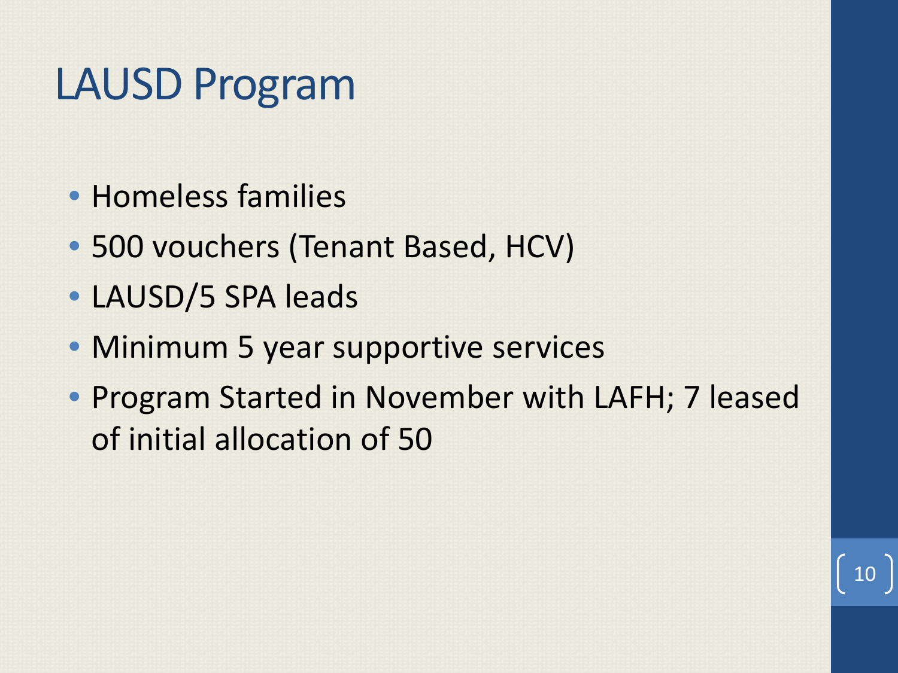# LAUSD Program

- Homeless families
- 500 vouchers (Tenant Based, HCV)
- LAUSD/5 SPA leads
- Minimum 5 year supportive services
- Program Started in November with LAFH; 7 leased of initial allocation of 50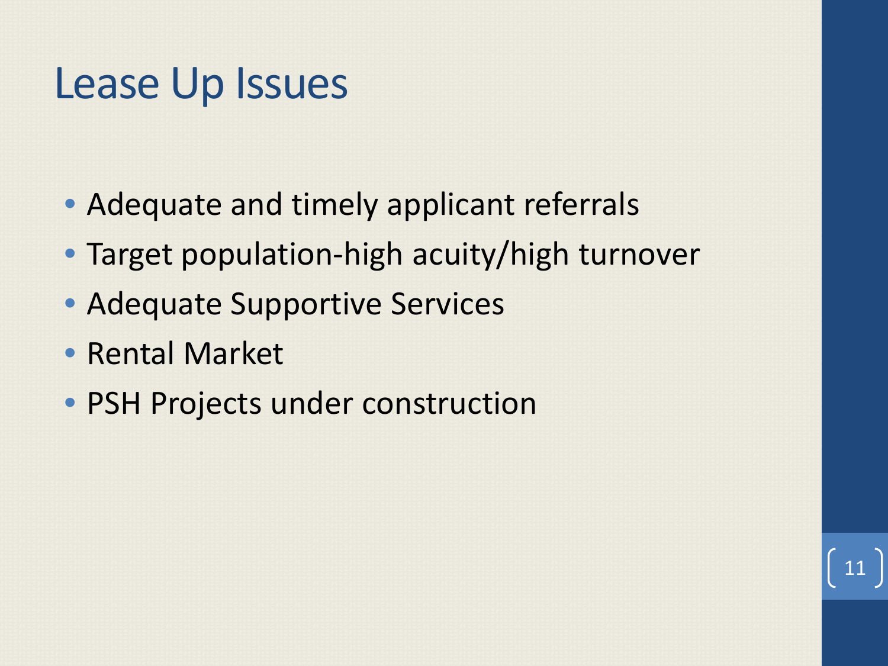# Lease Up Issues

- Adequate and timely applicant referrals
- Target population-high acuity/high turnover
- Adequate Supportive Services
- Rental Market
- PSH Projects under construction